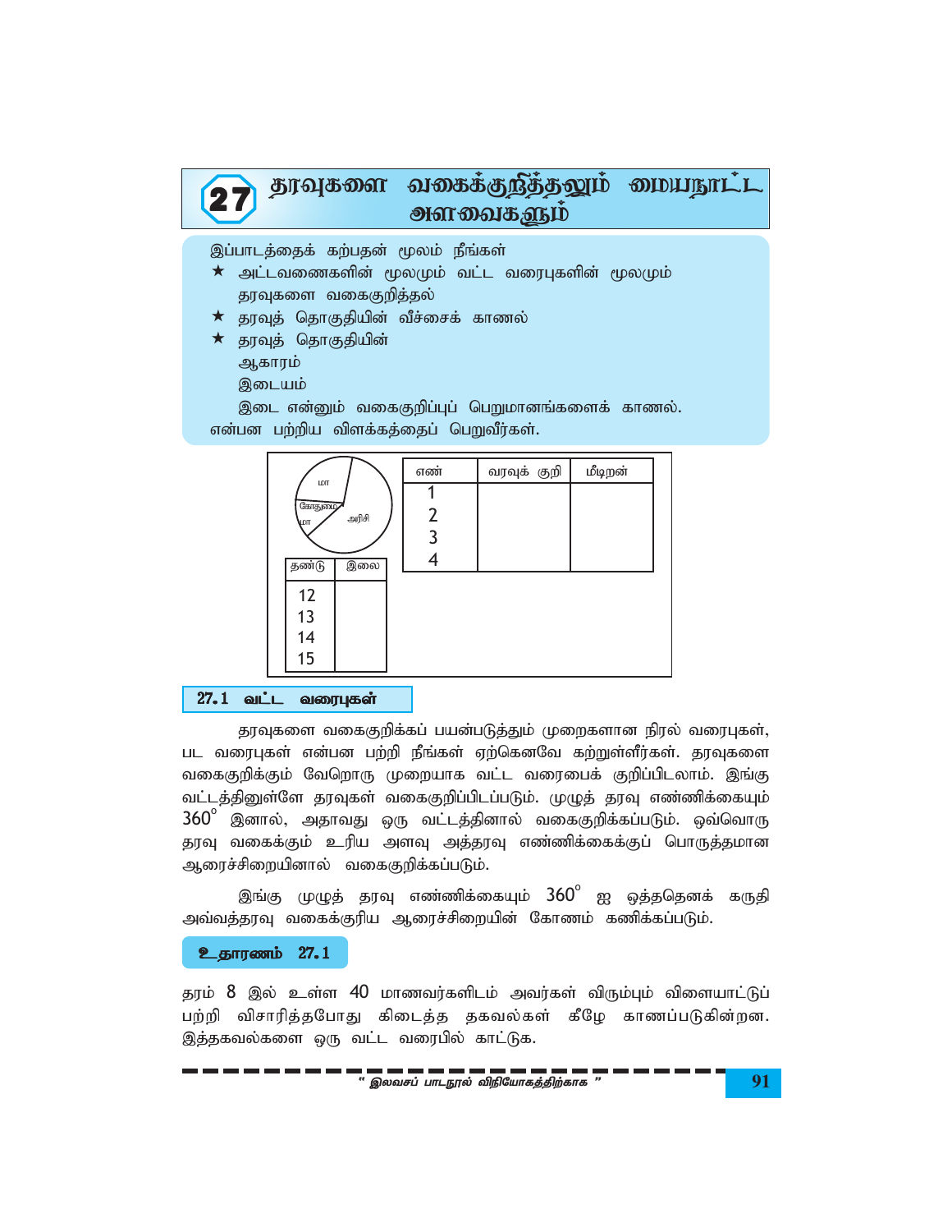# 27 தரவுகளை வகைக்குறித்தலும் மையநாட்ட அளவைகளும்

இப்பாடத்தைக் கற்பதன் மூலம் நீங்கள்

★ அட்டவணைகளின் மூலமும் வட்ட வரைபுகளின் மூலமும் தரவுகளை வகைகுறித்தல்

★ தரவுத் தொகுதியின் வீச்சைக் காணல்

★ தரவுத் தொகுதியின்
 ஆகாரம்
 இடையம்
 இடை என்னும் வகைகுறிப்புப் பெறுமானங்களைக் காணல்.

என்பன பற்றிய விளக்கத்தைப் பெறுவீர்கள்.

மா, கோதுமை மா, அரிசி

| தண்டு | இலை |
|---|---|
| 12 | |
| 13 | |
| 14 | |
| 15 | |

| எண் | வரவுக் குறி | மீடிறன் |
|---|---|---|
| 1 | | |
| 2 | | |
| 3 | | |
| 4 | | |

## 27.1 வட்ட வரைபுகள்

தரவுகளை வகைகுறிக்கப் பயன்படுத்தும் முறைகளான நிரல் வரைபுகள், பட வரைபுகள் என்பன பற்றி நீங்கள் ஏற்கெனவே கற்றுள்ளீர்கள். தரவுகளை வகைகுறிக்கும் வேறொரு முறையாக வட்ட வரைபைக் குறிப்பிடலாம். இங்கு வட்டத்தினுள்ளே தரவுகள் வகைகுறிப்பிடப்படும். முழுத் தரவு எண்ணிக்கையும் $360^{\circ}$ இனால், அதாவது ஒரு வட்டத்தினால் வகைகுறிக்கப்படும். ஒவ்வொரு தரவு வகைக்கும் உரிய அளவு அத்தரவு எண்ணிக்கைக்குப் பொருத்தமான ஆரைச்சிறையினால் வகைகுறிக்கப்படும்.

இங்கு முழுத் தரவு எண்ணிக்கையும் $360^{\circ}$ ஐ ஒத்ததெனக் கருதி அவ்வத்தரவு வகைக்குரிய ஆரைச்சிறையின் கோணம் கணிக்கப்படும்.

**உதாரணம் 27.1**

தரம் 8 இல் உள்ள 40 மாணவர்களிடம் அவர்கள் விரும்பும் விளையாட்டுப் பற்றி விசாரித்தபோது கிடைத்த தகவல்கள் கீழே காணப்படுகின்றன. இத்தகவல்களை ஒரு வட்ட வரைபில் காட்டுக.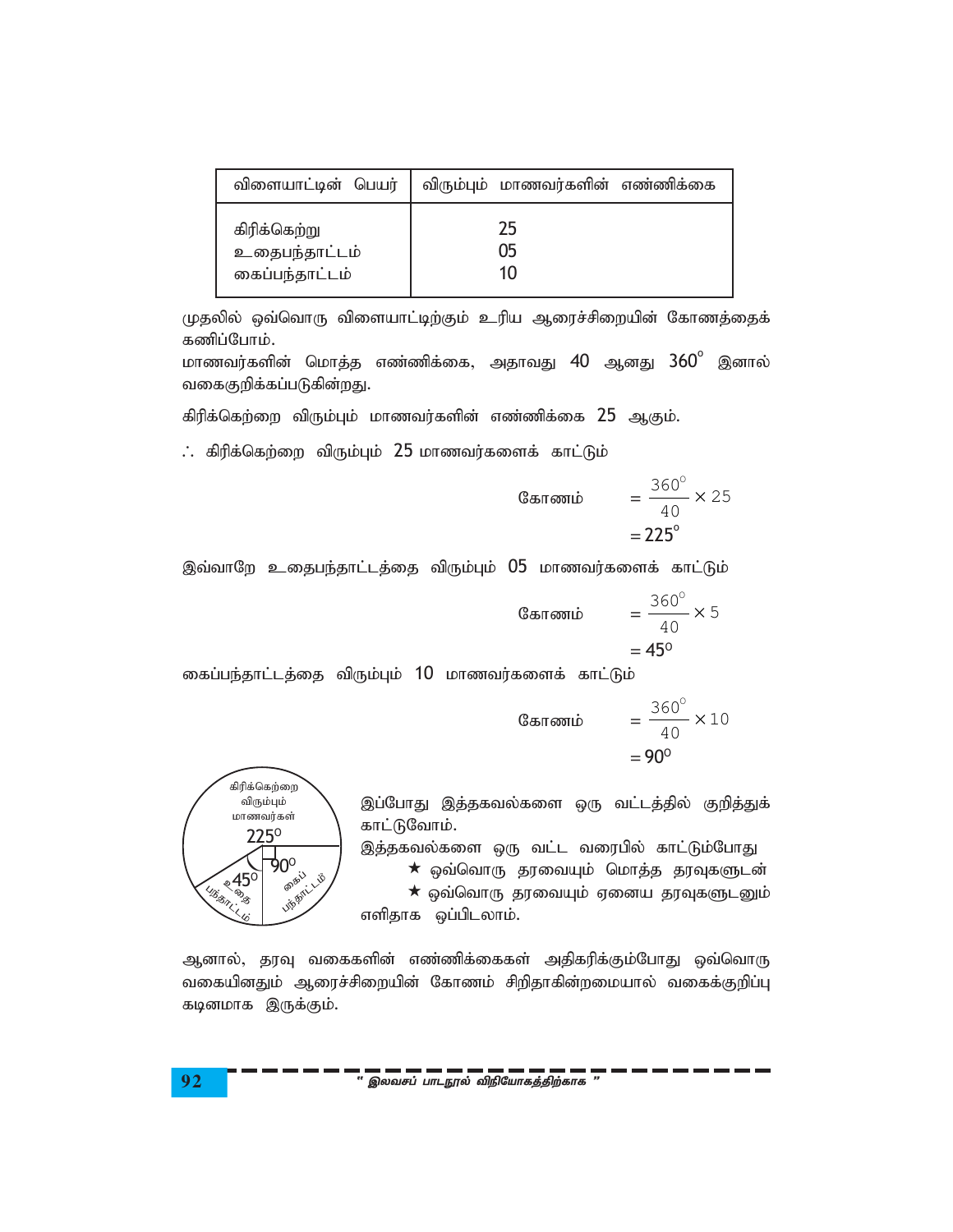| விளையாட்டின் பெயர் | விரும்பும் மாணவர்களின் எண்ணிக்கை |
|---|---|
| கிரிக்கெற்று | 25 |
| உதைபந்தாட்டம் | 05 |
| கைப்பந்தாட்டம் | 10 |

முதலில் ஒவ்வொரு விளையாட்டிற்கும் உரிய ஆரைச்சிறையின் கோணத்தைக் கணிப்போம்.

மாணவர்களின் மொத்த எண்ணிக்கை, அதாவது 40 ஆனது $360^\circ$ இனால் வகைகுறிக்கப்படுகின்றது.

கிரிக்கெற்றை விரும்பும் மாணவர்களின் எண்ணிக்கை 25 ஆகும்.

∴ கிரிக்கெற்றை விரும்பும் 25 மாணவர்களைக் காட்டும்

$$\text{கோணம்} = \frac{360^\circ}{40} \times 25 = 225^\circ$$

இவ்வாறே உதைபந்தாட்டத்தை விரும்பும் 05 மாணவர்களைக் காட்டும்

$$\text{கோணம்} = \frac{360^\circ}{40} \times 5 = 45^\circ$$

கைப்பந்தாட்டத்தை விரும்பும் 10 மாணவர்களைக் காட்டும்

$$\text{கோணம்} = \frac{360^\circ}{40} \times 10 = 90^\circ$$

இப்போது இத்தகவல்களை ஒரு வட்டத்தில் குறித்துக் காட்டுவோம்.

இத்தகவல்களை ஒரு வட்ட வரைபில் காட்டும்போது

- ★ ஒவ்வொரு தரவையும் மொத்த தரவுகளுடன்
- ★ ஒவ்வொரு தரவையும் ஏனைய தரவுகளுடனும்

எளிதாக ஒப்பிடலாம்.

ஆனால், தரவு வகைகளின் எண்ணிக்கைகள் அதிகரிக்கும்போது ஒவ்வொரு வகையினதும் ஆரைச்சிறையின் கோணம் சிறிதாகின்றமையால் வகைக்குறிப்பு கடினமாக இருக்கும்.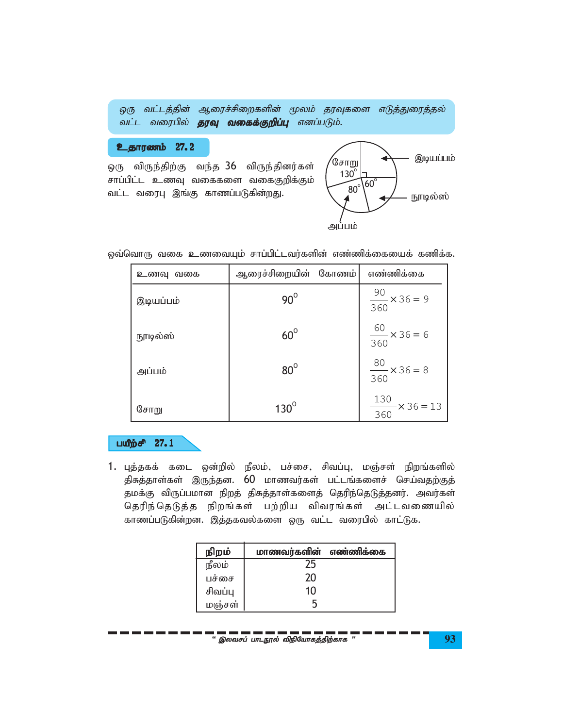ஒரு வட்டத்தின் ஆரைச்சிறைகளின் மூலம் தரவுகளை எடுத்துரைத்தல் வட்ட வரைபில் ***தரவு வகைக்குறிப்பு*** எனப்படும்.

**உதாரணம் 27.2**

ஒரு விருந்திற்கு வந்த 36 விருந்தினர்கள் சாப்பிட்ட உணவு வகைகளை வகைகுறிக்கும் வட்ட வரைபு இங்கு காணப்படுகின்றது.

ஒவ்வொரு வகை உணவையும் சாப்பிட்டவர்களின் எண்ணிக்கையைக் கணிக்க.

| உணவு வகை | ஆரைச்சிறையின் கோணம் | எண்ணிக்கை |
|---|---|---|
| இடியப்பம் | $90^0$ | $\frac{90}{360} \times 36 = 9$ |
| நூடில்ஸ் | $60^0$ | $\frac{60}{360} \times 36 = 6$ |
| அப்பம் | $80^0$ | $\frac{80}{360} \times 36 = 8$ |
| சோறு | $130^0$ | $\frac{130}{360} \times 36 = 13$ |

**பயிற்சி 27.1**

1. புத்தகக் கடை ஒன்றில் நீலம், பச்சை, சிவப்பு, மஞ்சள் நிறங்களில் திசுத்தாள்கள் இருந்தன. 60 மாணவர்கள் பட்டங்களைச் செய்வதற்குத் தமக்கு விருப்பமான நிறத் திசுத்தாள்களைத் தெரிந்தெடுத்தனர். அவர்கள் தெரிந்தெடுத்த நிறங்கள் பற்றிய விவரங்கள் அட்டவணையில் காணப்படுகின்றன. இத்தகவல்களை ஒரு வட்ட வரைபில் காட்டுக.

| நிறம் | மாணவர்களின் எண்ணிக்கை |
|---|---|
| நீலம் | 25 |
| பச்சை | 20 |
| சிவப்பு | 10 |
| மஞ்சள் | 5 |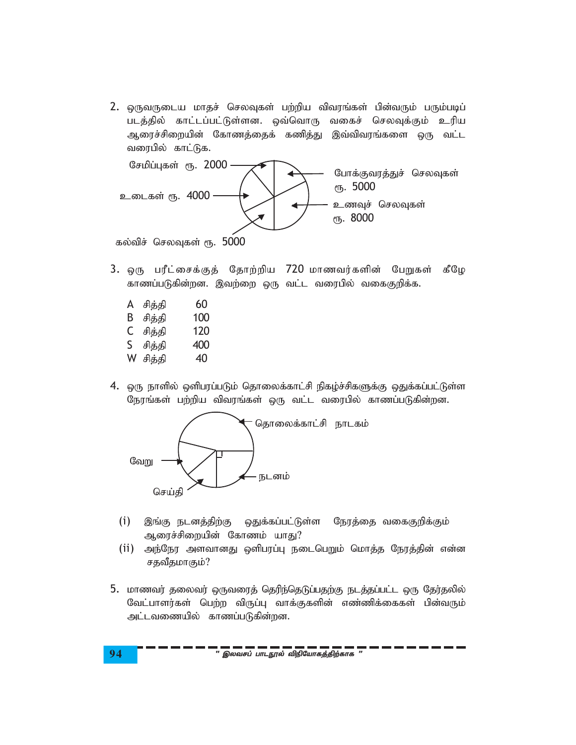2. ஒருவருடைய மாதச் செலவுகள் பற்றிய விவரங்கள் பின்வரும் பரும்படிப் படத்தில் காட்டப்பட்டுள்ளன. ஒவ்வொரு வகைச் செலவுக்கும் உரிய ஆரைச்சிறையின் கோணத்தைக் கணித்து இவ்விவரங்களை ஒரு வட்ட வரைபில் காட்டுக.

சேமிப்புகள் ரூ. 2000

போக்குவரத்துச் செலவுகள் ரூ. 5000

உடைகள் ரூ. 4000

உணவுச் செலவுகள் ரூ. 8000

கல்விச் செலவுகள் ரூ. 5000

3. ஒரு பரீட்சைக்குத் தோற்றிய 720 மாணவர்களின் பேறுகள் கீழே காணப்படுகின்றன. இவற்றை ஒரு வட்ட வரைபில் வகைகுறிக்க.

| | |
|---|---|
| A சித்தி | 60 |
| B சித்தி | 100 |
| C சித்தி | 120 |
| S சித்தி | 400 |
| W சித்தி | 40 |

4. ஒரு நாளில் ஒளிபரப்படும் தொலைக்காட்சி நிகழ்ச்சிகளுக்கு ஒதுக்கப்பட்டுள்ள நேரங்கள் பற்றிய விவரங்கள் ஒரு வட்ட வரைபில் காணப்படுகின்றன.

தொலைக்காட்சி நாடகம்

வேறு

நடனம்

செய்தி

(i) இங்கு நடனத்திற்கு ஒதுக்கப்பட்டுள்ள நேரத்தை வகைகுறிக்கும் ஆரைச்சிறையின் கோணம் யாது?

(ii) அந்நேர அளவானது ஒளிபரப்பு நடைபெறும் மொத்த நேரத்தின் என்ன சதவீதமாகும்?

5. மாணவர் தலைவர் ஒருவரைத் தெரிந்தெடுப்பதற்கு நடத்தப்பட்ட ஒரு தேர்தலில் வேட்பாளர்கள் பெற்ற விருப்பு வாக்குகளின் எண்ணிக்கைகள் பின்வரும் அட்டவணையில் காணப்படுகின்றன.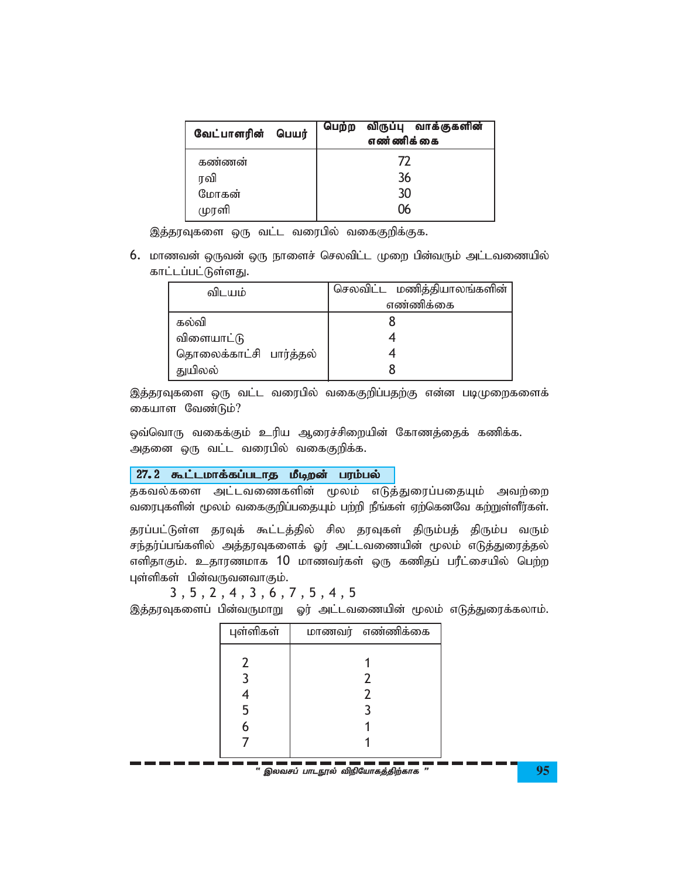| வேட்பாளரின் பெயர் | பெற்ற விருப்பு வாக்குகளின் எண்ணிக்கை |
|---|---|
| கண்ணன் | 72 |
| ரவி | 36 |
| மோகன் | 30 |
| முரளி | 06 |

இத்தரவுகளை ஒரு வட்ட வரைபில் வகைகுறிக்குக.

6. மாணவன் ஒருவன் ஒரு நாளைச் செலவிட்ட முறை பின்வரும் அட்டவணையில் காட்டப்பட்டுள்ளது.

| விடயம் | செலவிட்ட மணித்தியாலங்களின் எண்ணிக்கை |
|---|---|
| கல்வி | 8 |
| விளையாட்டு | 4 |
| தொலைக்காட்சி பார்த்தல் | 4 |
| துயிலல் | 8 |

இத்தரவுகளை ஒரு வட்ட வரைபில் வகைகுறிப்பதற்கு என்ன படிமுறைகளைக் கையாள வேண்டும்?

ஒவ்வொரு வகைக்கும் உரிய ஆரைச்சிறையின் கோணத்தைக் கணிக்க. அதனை ஒரு வட்ட வரைபில் வகைகுறிக்க.

## 27.2 கூட்டமாக்கப்படாத மீடிறன் பரம்பல்

தகவல்களை அட்டவணைகளின் மூலம் எடுத்துரைப்பதையும் அவற்றை வரைபுகளின் மூலம் வகைகுறிப்பதையும் பற்றி நீங்கள் ஏற்கெனவே கற்றுள்ளீர்கள்.

தரப்பட்டுள்ள தரவுக் கூட்டத்தில் சில தரவுகள் திரும்பத் திரும்ப வரும் சந்தர்ப்பங்களில் அத்தரவுகளைக் ஓர் அட்டவணையின் மூலம் எடுத்துரைத்தல் எளிதாகும். உதாரணமாக 10 மாணவர்கள் ஒரு கணிதப் பரீட்சையில் பெற்ற புள்ளிகள் பின்வருவனவாகும்.

3 , 5 , 2 , 4 , 3 , 6 , 7 , 5 , 4 , 5

இத்தரவுகளைப் பின்வருமாறு ஓர் அட்டவணையின் மூலம் எடுத்துரைக்கலாம்.

| புள்ளிகள் | மாணவர் எண்ணிக்கை |
|---|---|
| 2 | 1 |
| 3 | 2 |
| 4 | 2 |
| 5 | 3 |
| 6 | 1 |
| 7 | 1 |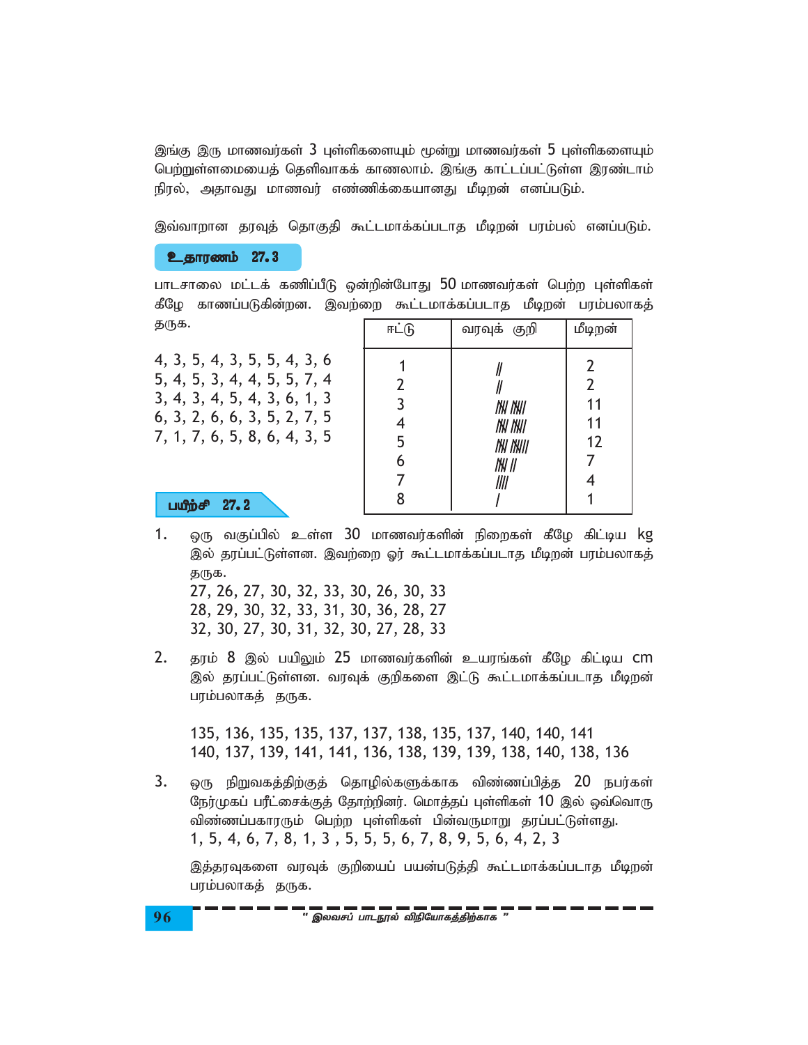இங்கு இரு மாணவர்கள் 3 புள்ளிகளையும் மூன்று மாணவர்கள் 5 புள்ளிகளையும் பெற்றுள்ளமையைத் தெளிவாகக் காணலாம். இங்கு காட்டப்பட்டுள்ள இரண்டாம் நிரல், அதாவது மாணவர் எண்ணிக்கையானது மீடிறன் எனப்படும்.

இவ்வாறான தரவுத் தொகுதி கூட்டமாக்கப்படாத மீடிறன் பரம்பல் எனப்படும்.

**உதாரணம் 27.3**

பாடசாலை மட்டக் கணிப்பீடு ஒன்றின்போது 50 மாணவர்கள் பெற்ற புள்ளிகள் கீழே காணப்படுகின்றன. இவற்றை கூட்டமாக்கப்படாத மீடிறன் பரம்பலாகத் தருக.

4, 3, 5, 4, 3, 5, 5, 4, 3, 6
5, 4, 5, 3, 4, 4, 5, 5, 7, 4
3, 4, 3, 4, 5, 4, 3, 6, 1, 3
6, 3, 2, 6, 6, 3, 5, 2, 7, 5
7, 1, 7, 6, 5, 8, 6, 4, 3, 5

| ஈட்டு | வரவுக் குறி | மீடிறன் |
|---|---|---|
| 1 | // | 2 |
| 2 | // | 2 |
| 3 | ~~////~~ ~~////~~ / | 11 |
| 4 | ~~////~~ ~~////~~ / | 11 |
| 5 | ~~////~~ ~~////~~ // | 12 |
| 6 | ~~////~~ // | 7 |
| 7 | //// | 4 |
| 8 | / | 1 |

**பயிற்சி 27.2**

1. ஒரு வகுப்பில் உள்ள 30 மாணவர்களின் நிறைகள் கீழே கிட்டிய kg இல் தரப்பட்டுள்ளன. இவற்றை ஓர் கூட்டமாக்கப்படாத மீடிறன் பரம்பலாகத் தருக.
   27, 26, 27, 30, 32, 33, 30, 26, 30, 33
   28, 29, 30, 32, 33, 31, 30, 36, 28, 27
   32, 30, 27, 30, 31, 32, 30, 27, 28, 33

2. தரம் 8 இல் பயிலும் 25 மாணவர்களின் உயரங்கள் கீழே கிட்டிய cm இல் தரப்பட்டுள்ளன. வரவுக் குறிகளை இட்டு கூட்டமாக்கப்படாத மீடிறன் பரம்பலாகத் தருக.

   135, 136, 135, 135, 137, 137, 138, 135, 137, 140, 140, 141
   140, 137, 139, 141, 141, 136, 138, 139, 139, 138, 140, 138, 136

3. ஒரு நிறுவகத்திற்குத் தொழில்களுக்காக விண்ணப்பித்த 20 நபர்கள் நேர்முகப் பரீட்சைக்குத் தோற்றினர். மொத்தப் புள்ளிகள் 10 இல் ஒவ்வொரு விண்ணப்பகாரரும் பெற்ற புள்ளிகள் பின்வருமாறு தரப்பட்டுள்ளது.
   1, 5, 4, 6, 7, 8, 1, 3 , 5, 5, 5, 6, 7, 8, 9, 5, 6, 4, 2, 3

   இத்தரவுகளை வரவுக் குறியைப் பயன்படுத்தி கூட்டமாக்கப்படாத மீடிறன் பரம்பலாகத் தருக.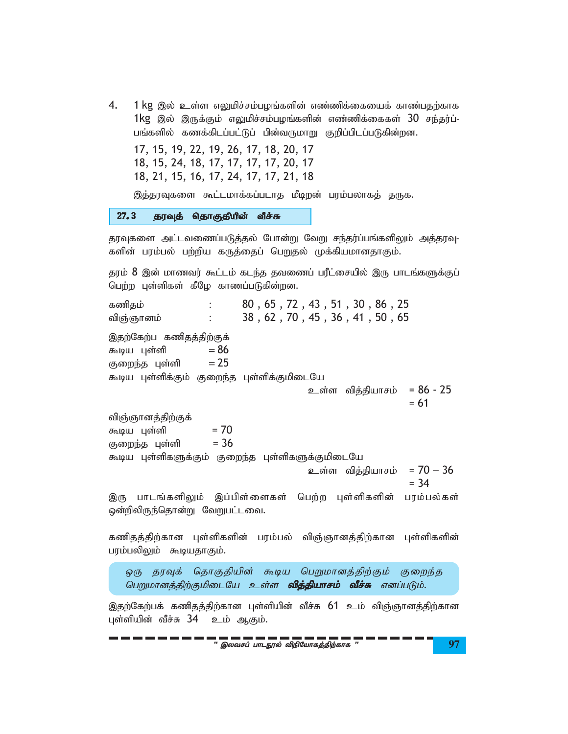4. 1 kg இல் உள்ள எலுமிச்சம்பழங்களின் எண்ணிக்கையைக் காண்பதற்காக 1kg இல் இருக்கும் எலுமிச்சம்பழங்களின் எண்ணிக்கைகள் 30 சந்தர்ப்பங்களில் கணக்கிடப்பட்டுப் பின்வருமாறு குறிப்பிடப்படுகின்றன.

   17, 15, 19, 22, 19, 26, 17, 18, 20, 17
   18, 15, 24, 18, 17, 17, 17, 17, 20, 17
   18, 21, 15, 16, 17, 24, 17, 17, 21, 18

   இத்தரவுகளை கூட்டமாக்கப்படாத மீடிறன் பரம்பலாகத் தருக.

## 27.3 தரவுத் தொகுதியின் வீச்சு

தரவுகளை அட்டவணைப்படுத்தல் போன்று வேறு சந்தர்ப்பங்களிலும் அத்தரவுகளின் பரம்பல் பற்றிய கருத்தைப் பெறுதல் முக்கியமானதாகும்.

தரம் 8 இன் மாணவர் கூட்டம் கடந்த தவணைப் பரீட்சையில் இரு பாடங்களுக்குப் பெற்ற புள்ளிகள் கீழே காணப்படுகின்றன.

கணிதம் : 80 , 65 , 72 , 43 , 51 , 30 , 86 , 25
விஞ்ஞானம் : 38 , 62 , 70 , 45 , 36 , 41 , 50 , 65

இதற்கேற்ப கணிதத்திற்குக்
கூடிய புள்ளி = 86
குறைந்த புள்ளி = 25
கூடிய புள்ளிக்கும் குறைந்த புள்ளிக்குமிடையே
உள்ள வித்தியாசம் = 86 - 25
= 61

விஞ்ஞானத்திற்குக்
கூடிய புள்ளி = 70
குறைந்த புள்ளி = 36
கூடிய புள்ளிகளுக்கும் குறைந்த புள்ளிகளுக்குமிடையே
உள்ள வித்தியாசம் = 70 – 36
= 34

இரு பாடங்களிலும் இப்பிள்ளைகள் பெற்ற புள்ளிகளின் பரம்பல்கள் ஒன்றிலிருந்தொன்று வேறுபட்டவை.

கணிதத்திற்கான புள்ளிகளின் பரம்பல் விஞ்ஞானத்திற்கான புள்ளிகளின் பரம்பலிலும் கூடியதாகும்.

> *ஒரு தரவுக் தொகுதியின் கூடிய பெறுமானத்திற்கும் குறைந்த பெறுமானத்திற்குமிடையே உள்ள* ***வித்தியாசம் வீச்சு*** *எனப்படும்.*

இதற்கேற்பக் கணிதத்திற்கான புள்ளியின் வீச்சு 61 உம் விஞ்ஞானத்திற்கான புள்ளியின் வீச்சு 34 உம் ஆகும்.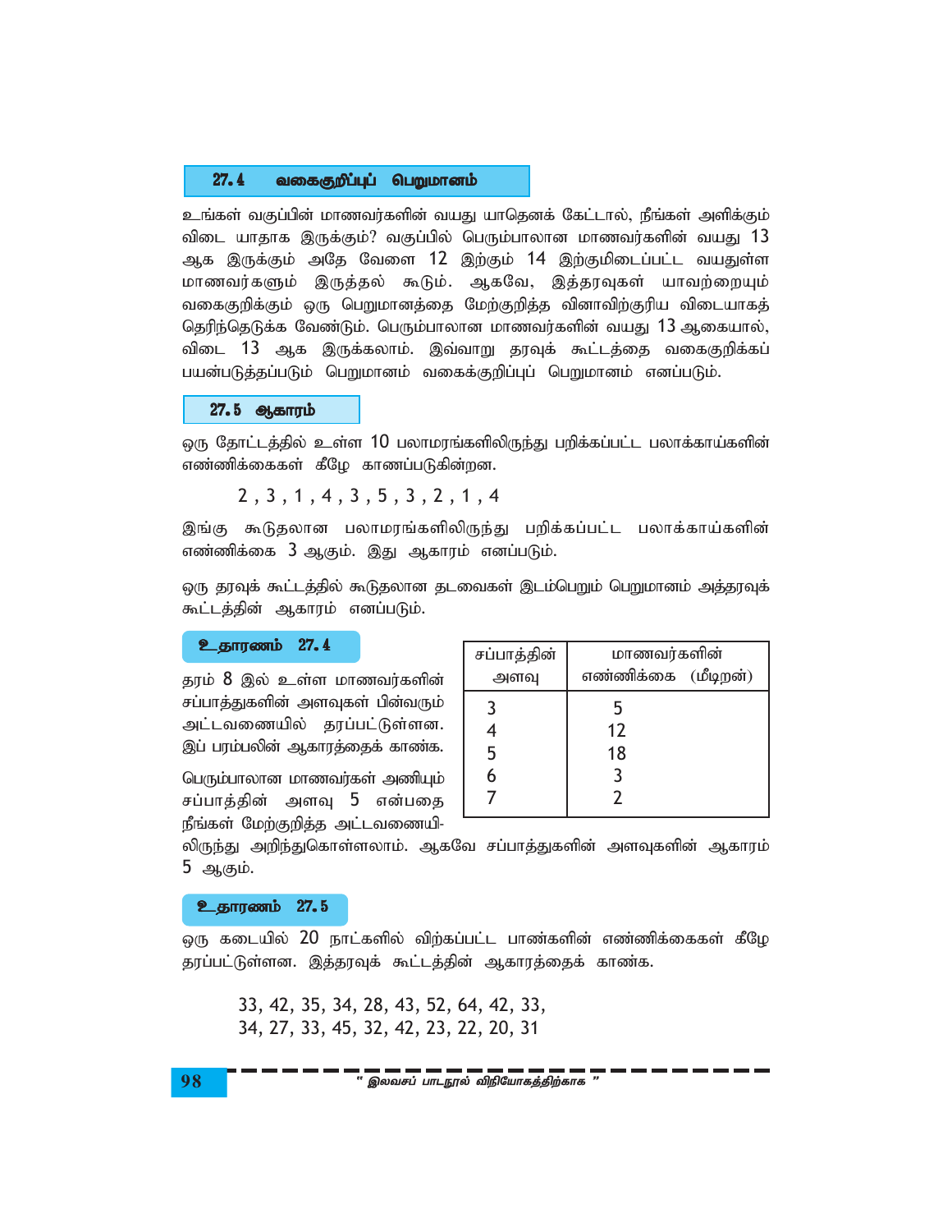## 27.4 வகைகுறிப்புப் பெறுமானம்

உங்கள் வகுப்பின் மாணவர்களின் வயது யாதெனக் கேட்டால், நீங்கள் அளிக்கும் விடை யாதாக இருக்கும்? வகுப்பில் பெரும்பாலான மாணவர்களின் வயது 13 ஆக இருக்கும் அதே வேளை 12 இற்கும் 14 இற்குமிடைப்பட்ட வயதுள்ள மாணவர்களும் இருத்தல் கூடும். ஆகவே, இத்தரவுகள் யாவற்றையும் வகைகுறிக்கும் ஒரு பெறுமானத்தை மேற்குறித்த வினாவிற்குரிய விடையாகத் தெரிந்தெடுக்க வேண்டும். பெரும்பாலான மாணவர்களின் வயது 13 ஆகையால், விடை 13 ஆக இருக்கலாம். இவ்வாறு தரவுக் கூட்டத்தை வகைகுறிக்கப் பயன்படுத்தப்படும் பெறுமானம் வகைக்குறிப்புப் பெறுமானம் எனப்படும்.

## 27.5 ஆகாரம்

ஒரு தோட்டத்தில் உள்ள 10 பலாமரங்களிலிருந்து பறிக்கப்பட்ட பலாக்காய்களின் எண்ணிக்கைகள் கீழே காணப்படுகின்றன.

2 , 3 , 1 , 4 , 3 , 5 , 3 , 2 , 1 , 4

இங்கு கூடுதலான பலாமரங்களிலிருந்து பறிக்கப்பட்ட பலாக்காய்களின் எண்ணிக்கை 3 ஆகும். இது ஆகாரம் எனப்படும்.

ஒரு தரவுக் கூட்டத்தில் கூடுதலான தடவைகள் இடம்பெறும் பெறுமானம் அத்தரவுக் கூட்டத்தின் ஆகாரம் எனப்படும்.

### உதாரணம் 27.4

தரம் 8 இல் உள்ள மாணவர்களின் சப்பாத்துகளின் அளவுகள் பின்வரும் அட்டவணையில் தரப்பட்டுள்ளன. இப் பரம்பலின் ஆகாரத்தைக் காண்க.

| சப்பாத்தின் அளவு | மாணவர்களின் எண்ணிக்கை (மீடிறன்) |
|---|---|
| 3 | 5 |
| 4 | 12 |
| 5 | 18 |
| 6 | 3 |
| 7 | 2 |

பெரும்பாலான மாணவர்கள் அணியும் சப்பாத்தின் அளவு 5 என்பதை நீங்கள் மேற்குறித்த அட்டவணையிலிருந்து அறிந்துகொள்ளலாம். ஆகவே சப்பாத்துகளின் அளவுகளின் ஆகாரம் 5 ஆகும்.

### உதாரணம் 27.5

ஒரு கடையில் 20 நாட்களில் விற்கப்பட்ட பாண்களின் எண்ணிக்கைகள் கீழே தரப்பட்டுள்ளன. இத்தரவுக் கூட்டத்தின் ஆகாரத்தைக் காண்க.

33, 42, 35, 34, 28, 43, 52, 64, 42, 33,
34, 27, 33, 45, 32, 42, 23, 22, 20, 31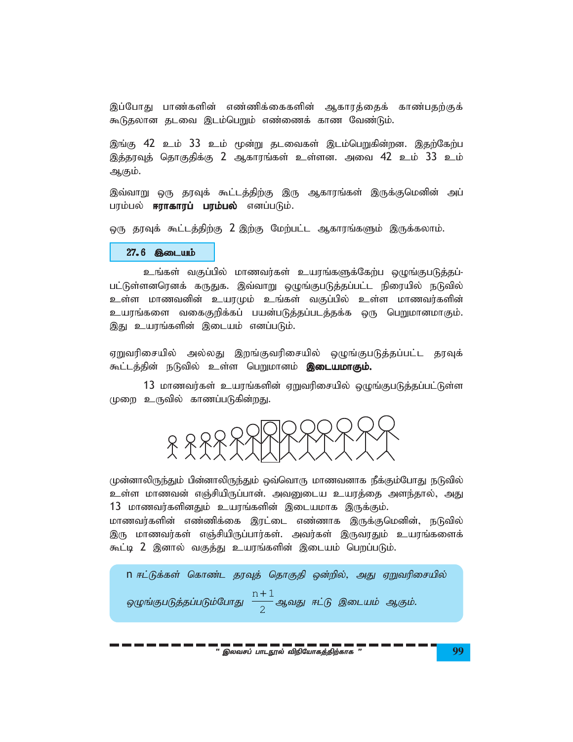இப்போது பாண்களின் எண்ணிக்கைகளின் ஆகாரத்தைக் காண்பதற்குக் கூடுதலான தடவை இடம்பெறும் எண்ணைக் காண வேண்டும்.

இங்கு 42 உம் 33 உம் மூன்று தடவைகள் இடம்பெறுகின்றன. இதற்கேற்ப இத்தரவுத் தொகுதிக்கு 2 ஆகாரங்கள் உள்ளன. அவை 42 உம் 33 உம் ஆகும்.

இவ்வாறு ஒரு தரவுக் கூட்டத்திற்கு இரு ஆகாரங்கள் இருக்குமெனின் அப் பரம்பல் **ஈராகாரப் பரம்பல்** எனப்படும்.

ஒரு தரவுக் கூட்டத்திற்கு 2 இற்கு மேற்பட்ட ஆகாரங்களும் இருக்கலாம்.

## 27.6 இடையம்

உங்கள் வகுப்பில் மாணவர்கள் உயரங்களுக்கேற்ப ஒழுங்குபடுத்தப்பட்டுள்ளனரெனக் கருதுக. இவ்வாறு ஒழுங்குபடுத்தப்பட்ட நிரையில் நடுவில் உள்ள மாணவனின் உயரமும் உங்கள் வகுப்பில் உள்ள மாணவர்களின் உயரங்களை வகைகுறிக்கப் பயன்படுத்தப்படத்தக்க ஒரு பெறுமானமாகும். இது உயரங்களின் இடையம் எனப்படும்.

ஏறுவரிசையில் அல்லது இறங்குவரிசையில் ஒழுங்குபடுத்தப்பட்ட தரவுக் கூட்டத்தின் நடுவில் உள்ள பெறுமானம் **இடையமாகும்.**

13 மாணவர்கள் உயரங்களின் ஏறுவரிசையில் ஒழுங்குபடுத்தப்பட்டுள்ள முறை உருவில் காணப்படுகின்றது.

முன்னாலிருந்தும் பின்னாலிருந்தும் ஒவ்வொரு மாணவனாக நீக்கும்போது நடுவில் உள்ள மாணவன் எஞ்சியிருப்பான். அவனுடைய உயரத்தை அளந்தால், அது 13 மாணவர்களினதும் உயரங்களின் இடையமாக இருக்கும்.

மாணவர்களின் எண்ணிக்கை இரட்டை எண்ணாக இருக்குமெனின், நடுவில் இரு மாணவர்கள் எஞ்சியிருப்பார்கள். அவர்கள் இருவரதும் உயரங்களைக் கூட்டி 2 இனால் வகுத்து உயரங்களின் இடையம் பெறப்படும்.

> *n ஈட்டுக்கள் கொண்ட தரவுத் தொகுதி ஒன்றில், அது ஏறுவரிசையில் ஒழுங்குபடுத்தப்படும்போது* $\frac{n+1}{2}$ *ஆவது ஈட்டு இடையம் ஆகும்.*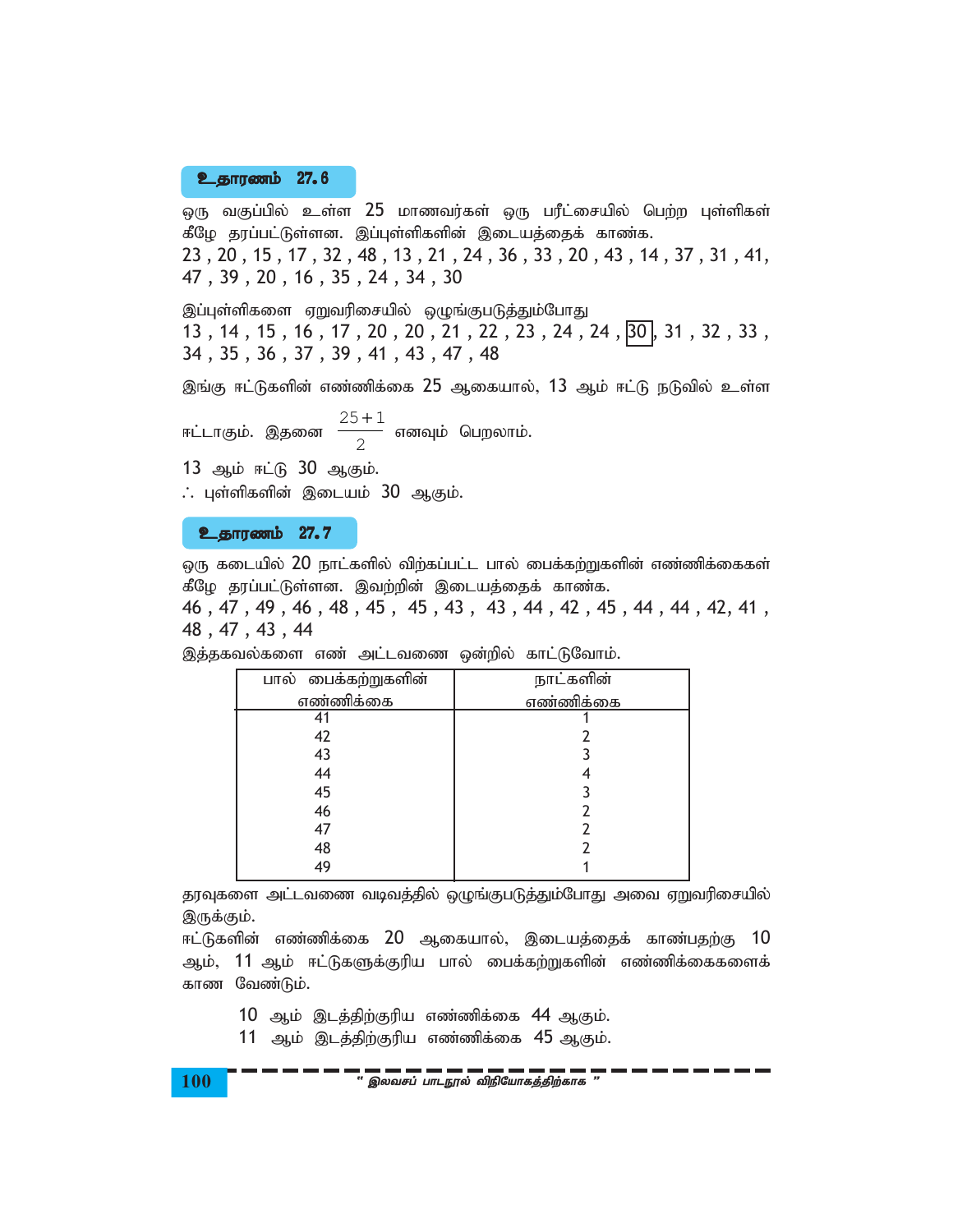**உதாரணம் 27.6**

ஒரு வகுப்பில் உள்ள 25 மாணவர்கள் ஒரு பரீட்சையில் பெற்ற புள்ளிகள் கீழே தரப்பட்டுள்ளன. இப்புள்ளிகளின் இடையத்தைக் காண்க.

23 , 20 , 15 , 17 , 32 , 48 , 13 , 21 , 24 , 36 , 33 , 20 , 43 , 14 , 37 , 31 , 41, 47 , 39 , 20 , 16 , 35 , 24 , 34 , 30

இப்புள்ளிகளை ஏறுவரிசையில் ஒழுங்குபடுத்தும்போது

13 , 14 , 15 , 16 , 17 , 20 , 20 , 21 , 22 , 23 , 24 , 24 , 30 , 31 , 32 , 33 , 34 , 35 , 36 , 37 , 39 , 41 , 43 , 47 , 48

இங்கு ஈட்டுகளின் எண்ணிக்கை 25 ஆகையால், 13 ஆம் ஈட்டு நடுவில் உள்ள ஈட்டாகும். இதனை $\frac{25+1}{2}$ எனவும் பெறலாம்.

13 ஆம் ஈட்டு 30 ஆகும்.

∴ புள்ளிகளின் இடையம் 30 ஆகும்.

**உதாரணம் 27.7**

ஒரு கடையில் 20 நாட்களில் விற்கப்பட்ட பால் பைக்கற்றுகளின் எண்ணிக்கைகள் கீழே தரப்பட்டுள்ளன. இவற்றின் இடையத்தைக் காண்க.

46 , 47 , 49 , 46 , 48 , 45 , 45 , 43 , 43 , 44 , 42 , 45 , 44 , 44 , 42, 41 , 48 , 47 , 43 , 44

இத்தகவல்களை எண் அட்டவணை ஒன்றில் காட்டுவோம்.

| பால் பைக்கற்றுகளின் எண்ணிக்கை | நாட்களின் எண்ணிக்கை |
|---|---|
| 41 | 1 |
| 42 | 2 |
| 43 | 3 |
| 44 | 4 |
| 45 | 3 |
| 46 | 2 |
| 47 | 2 |
| 48 | 2 |
| 49 | 1 |

தரவுகளை அட்டவணை வடிவத்தில் ஒழுங்குபடுத்தும்போது அவை ஏறுவரிசையில் இருக்கும்.

ஈட்டுகளின் எண்ணிக்கை 20 ஆகையால், இடையத்தைக் காண்பதற்கு 10 ஆம், 11 ஆம் ஈட்டுகளுக்குரிய பால் பைக்கற்றுகளின் எண்ணிக்கைகளைக் காண வேண்டும்.

10 ஆம் இடத்திற்குரிய எண்ணிக்கை 44 ஆகும்.

11 ஆம் இடத்திற்குரிய எண்ணிக்கை 45 ஆகும்.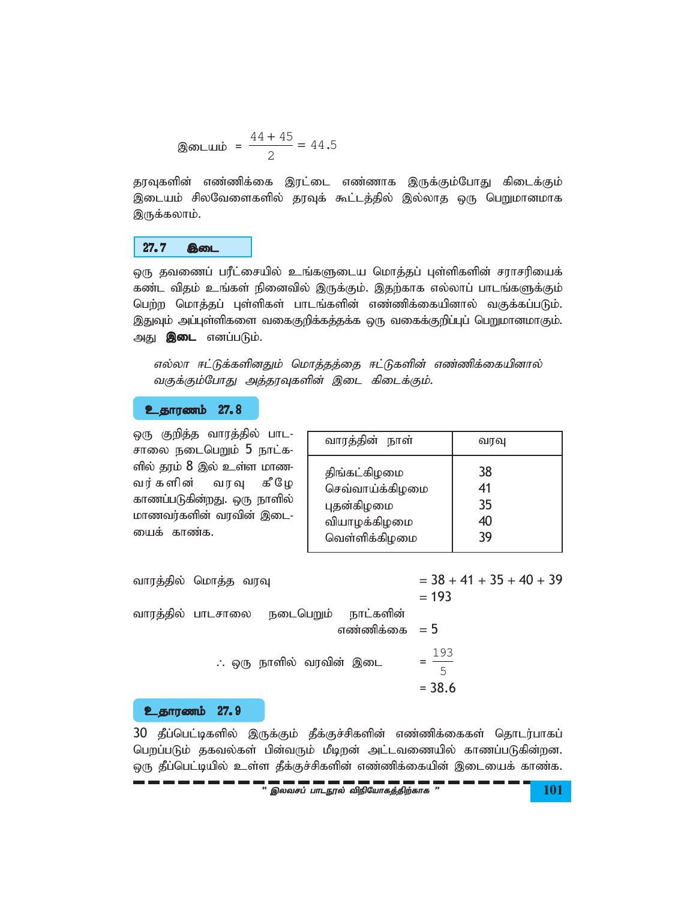$$\text{இடையம்} = \frac{44 + 45}{2} = 44.5$$

தரவுகளின் எண்ணிக்கை இரட்டை எண்ணாக இருக்கும்போது கிடைக்கும் இடையம் சிலவேளைகளில் தரவுக் கூட்டத்தில் இல்லாத ஒரு பெறுமானமாக இருக்கலாம்.

## 27.7 இடை

ஒரு தவணைப் பரீட்சையில் உங்களுடைய மொத்தப் புள்ளிகளின் சராசரியைக் கண்ட விதம் உங்கள் நினைவில் இருக்கும். இதற்காக எல்லாப் பாடங்களுக்கும் பெற்ற மொத்தப் புள்ளிகள் பாடங்களின் எண்ணிக்கையினால் வகுக்கப்படும். இதுவும் அப்புள்ளிகளை வகைகுறிக்கத்தக்க ஒரு வகைக்குறிப்புப் பெறுமானமாகும். அது **இடை** எனப்படும்.

*எல்லா ஈட்டுக்களினதும் மொத்தத்தை ஈட்டுகளின் எண்ணிக்கையினால் வகுக்கும்போது அத்தரவுகளின் இடை கிடைக்கும்.*

### உதாரணம் 27.8

ஒரு குறித்த வாரத்தில் பாடசாலை நடைபெறும் 5 நாட்களில் தரம் 8 இல் உள்ள மாணவர்களின் வரவு கீழே காணப்படுகின்றது. ஒரு நாளில் மாணவர்களின் வரவின் இடையைக் காண்க.

| வாரத்தின் நாள் | வரவு |
|---|---|
| திங்கட்கிழமை | 38 |
| செவ்வாய்க்கிழமை | 41 |
| புதன்கிழமை | 35 |
| வியாழக்கிழமை | 40 |
| வெள்ளிக்கிழமை | 39 |

வாரத்தில் மொத்த வரவு $= 38 + 41 + 35 + 40 + 39$
$= 193$

வாரத்தில் பாடசாலை நடைபெறும் நாட்களின் எண்ணிக்கை $= 5$

$\therefore$ ஒரு நாளில் வரவின் இடை $= \dfrac{193}{5}$
$= 38.6$

### உதாரணம் 27.9

30 தீப்பெட்டிகளில் இருக்கும் தீக்குச்சிகளின் எண்ணிக்கைகள் தொடர்பாகப் பெறப்படும் தகவல்கள் பின்வரும் மீடிறன் அட்டவணையில் காணப்படுகின்றன. ஒரு தீப்பெட்டியில் உள்ள தீக்குச்சிகளின் எண்ணிக்கையின் இடையைக் காண்க.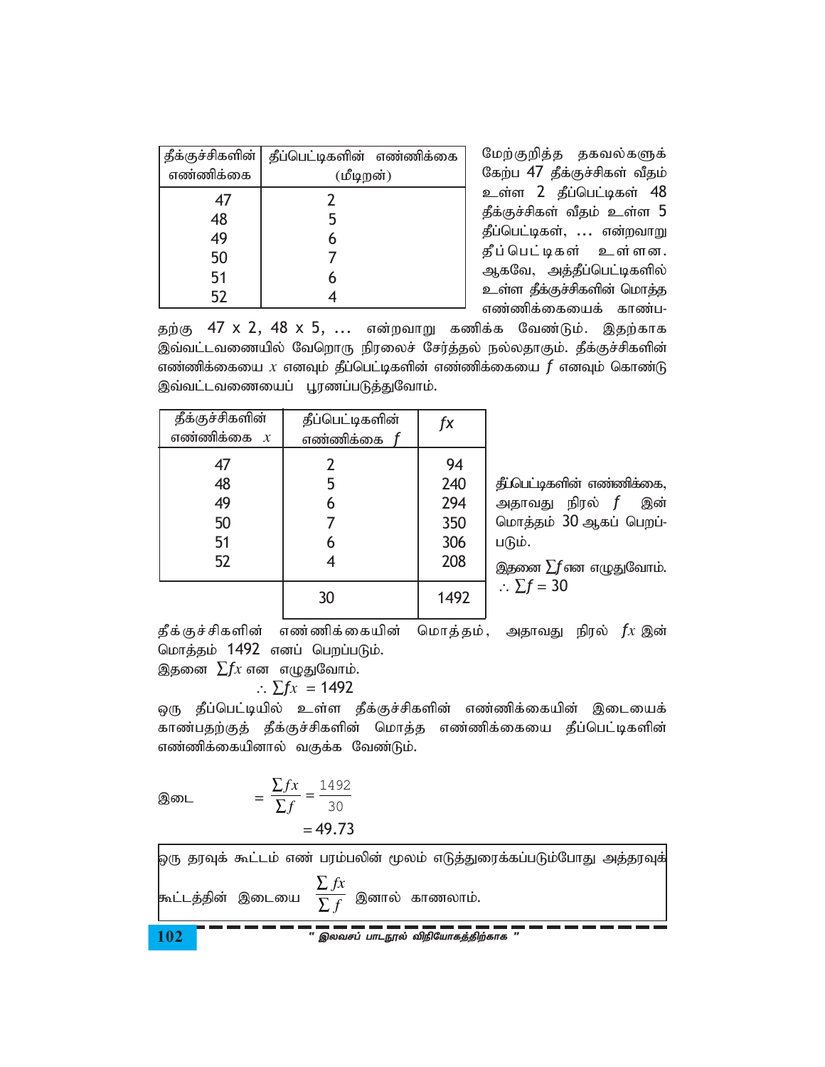| தீக்குச்சிகளின் எண்ணிக்கை | தீப்பெட்டிகளின் எண்ணிக்கை (மீடிறன்) |
|---|---|
| 47 | 2 |
| 48 | 5 |
| 49 | 6 |
| 50 | 7 |
| 51 | 6 |
| 52 | 4 |

மேற்குறித்த தகவல்களுக் கேற்ப 47 தீக்குச்சிகள் வீதம் உள்ள 2 தீப்பெட்டிகள் 48 தீக்குச்சிகள் வீதம் உள்ள 5 தீப்பெட்டிகள், ... என்றவாறு தீப்பெட்டிகள் உள்ளன. ஆகவே, அத்தீப்பெட்டிகளில் உள்ள தீக்குச்சிகளின் மொத்த எண்ணிக்கையைக் காண்பதற்கு 47 x 2, 48 x 5, ... என்றவாறு கணிக்க வேண்டும். இதற்காக இவ்வட்டவணையில் வேறொரு நிரலைச் சேர்த்தல் நல்லதாகும். தீக்குச்சிகளின் எண்ணிக்கையை $x$ எனவும் தீப்பெட்டிகளின் எண்ணிக்கையை $f$ எனவும் கொண்டு இவ்வட்டவணையைப் பூரணப்படுத்துவோம்.

| தீக்குச்சிகளின் எண்ணிக்கை $x$ | தீப்பெட்டிகளின் எண்ணிக்கை $f$ | $fx$ |
|---|---|---|
| 47 | 2 | 94 |
| 48 | 5 | 240 |
| 49 | 6 | 294 |
| 50 | 7 | 350 |
| 51 | 6 | 306 |
| 52 | 4 | 208 |
| | 30 | 1492 |

தீப்பெட்டிகளின் எண்ணிக்கை, அதாவது நிரல் $f$ இன் மொத்தம் 30 ஆகப் பெறப்படும்.

இதனை $\sum f$ என எழுதுவோம்.

$\therefore \sum f = 30$

தீக்குச்சிகளின் எண்ணிக்கையின் மொத்தம், அதாவது நிரல் $fx$ இன் மொத்தம் 1492 எனப் பெறப்படும்.

இதனை $\sum fx$ என எழுதுவோம்.

$$\therefore \sum fx = 1492$$

ஒரு தீப்பெட்டியில் உள்ள தீக்குச்சிகளின் எண்ணிக்கையின் இடையைக் காண்பதற்குத் தீக்குச்சிகளின் மொத்த எண்ணிக்கையை தீப்பெட்டிகளின் எண்ணிக்கையினால் வகுக்க வேண்டும்.

$$\text{இடை} = \frac{\sum fx}{\sum f} = \frac{1492}{30}$$

$$= 49.73$$

ஒரு தரவுக் கூட்டம் எண் பரம்பலின் மூலம் எடுத்துரைக்கப்படும்போது அத்தரவுக் கூட்டத்தின் இடையை $\dfrac{\sum fx}{\sum f}$ இனால் காணலாம்.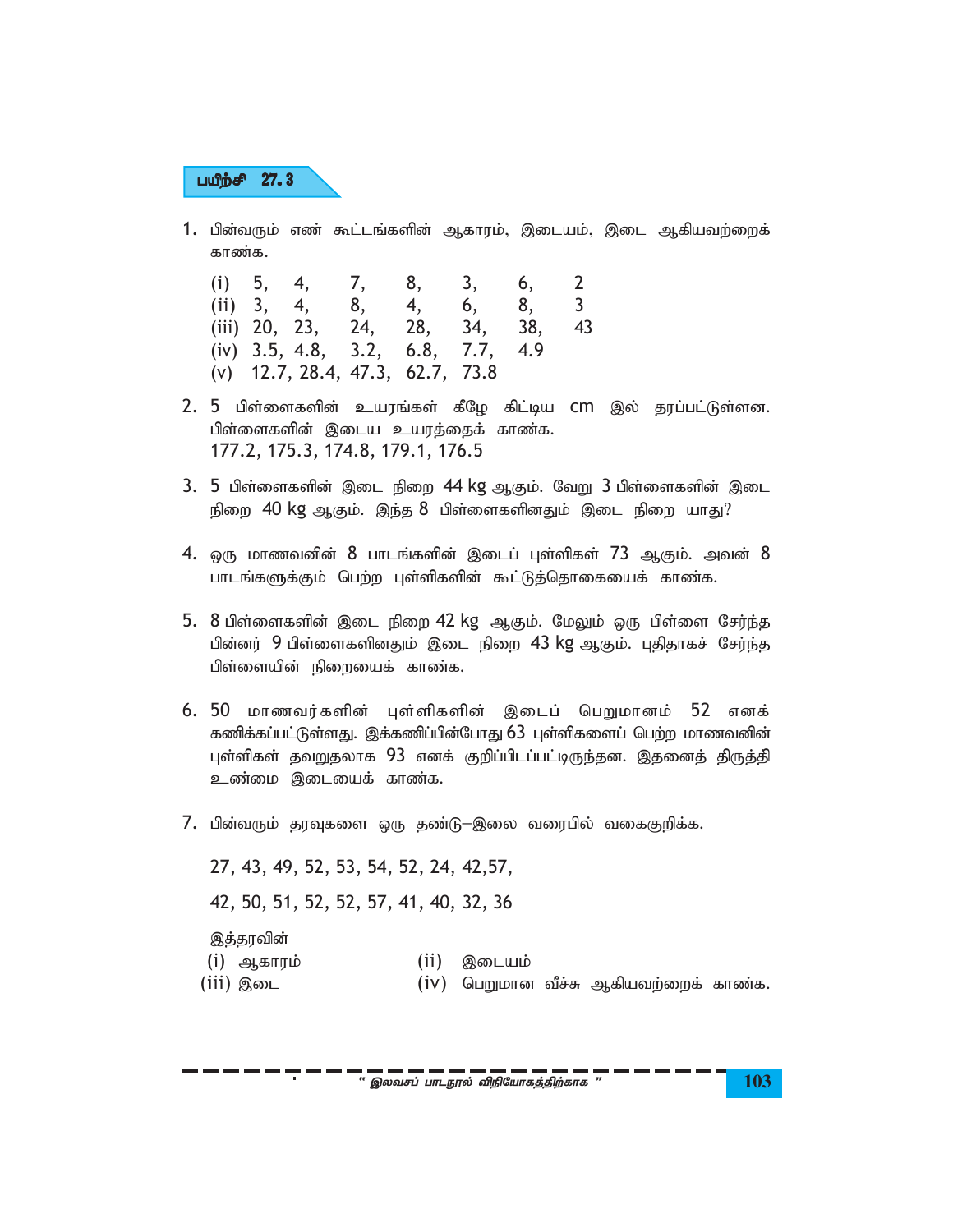## பயிற்சி 27.3

1. பின்வரும் எண் கூட்டங்களின் ஆகாரம், இடையம், இடை ஆகியவற்றைக் காண்க.

   (i) 5, 4, 7, 8, 3, 6, 2
   (ii) 3, 4, 8, 4, 6, 8, 3
   (iii) 20, 23, 24, 28, 34, 38, 43
   (iv) 3.5, 4.8, 3.2, 6.8, 7.7, 4.9
   (v) 12.7, 28.4, 47.3, 62.7, 73.8

2. 5 பிள்ளைகளின் உயரங்கள் கீழே கிட்டிய cm இல் தரப்பட்டுள்ளன. பிள்ளைகளின் இடைய உயரத்தைக் காண்க.
   177.2, 175.3, 174.8, 179.1, 176.5

3. 5 பிள்ளைகளின் இடை நிறை 44 kg ஆகும். வேறு 3 பிள்ளைகளின் இடை நிறை 40 kg ஆகும். இந்த 8 பிள்ளைகளினதும் இடை நிறை யாது?

4. ஒரு மாணவனின் 8 பாடங்களின் இடைப் புள்ளிகள் 73 ஆகும். அவன் 8 பாடங்களுக்கும் பெற்ற புள்ளிகளின் கூட்டுத்தொகையைக் காண்க.

5. 8 பிள்ளைகளின் இடை நிறை 42 kg ஆகும். மேலும் ஒரு பிள்ளை சேர்ந்த பின்னர் 9 பிள்ளைகளினதும் இடை நிறை 43 kg ஆகும். புதிதாகச் சேர்ந்த பிள்ளையின் நிறையைக் காண்க.

6. 50 மாணவர்களின் புள்ளிகளின் இடைப் பெறுமானம் 52 எனக் கணிக்கப்பட்டுள்ளது. இக்கணிப்பின்போது 63 புள்ளிகளைப் பெற்ற மாணவனின் புள்ளிகள் தவறுதலாக 93 எனக் குறிப்பிடப்பட்டிருந்தன. இதனைத் திருத்தி உண்மை இடையைக் காண்க.

7. பின்வரும் தரவுகளை ஒரு தண்டு–இலை வரைபில் வகைகுறிக்க.

   27, 43, 49, 52, 53, 54, 52, 24, 42,57,

   42, 50, 51, 52, 52, 57, 41, 40, 32, 36

   இத்தரவின்
   (i) ஆகாரம் (ii) இடையம்
   (iii) இடை (iv) பெறுமான வீச்சு ஆகியவற்றைக் காண்க.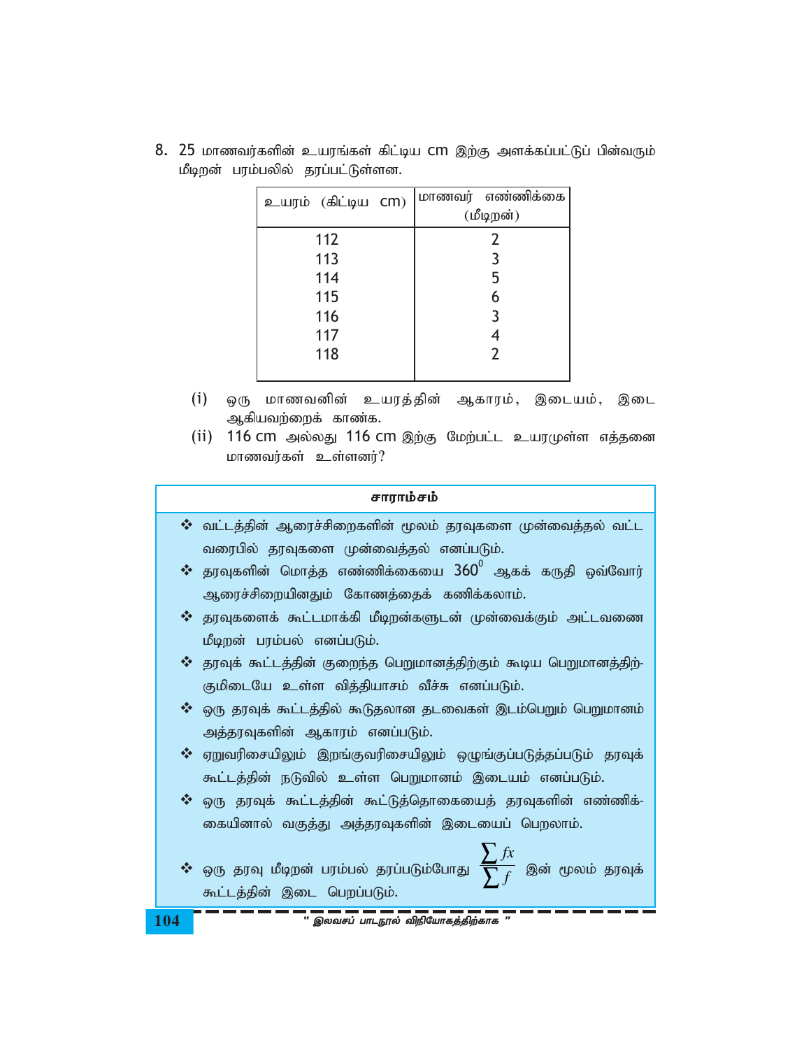8. 25 மாணவர்களின் உயரங்கள் கிட்டிய cm இற்கு அளக்கப்பட்டுப் பின்வரும் மீடிறன் பரம்பலில் தரப்பட்டுள்ளன.

| உயரம் (கிட்டிய cm) | மாணவர் எண்ணிக்கை (மீடிறன்) |
|---|---|
| 112 | 2 |
| 113 | 3 |
| 114 | 5 |
| 115 | 6 |
| 116 | 3 |
| 117 | 4 |
| 118 | 2 |

(i) ஒரு மாணவனின் உயரத்தின் ஆகாரம், இடையம், இடை ஆகியவற்றைக் காண்க.

(ii) 116 cm அல்லது 116 cm இற்கு மேற்பட்ட உயரமுள்ள எத்தனை மாணவர்கள் உள்ளனர்?

**சாராம்சம்**

- ❖ வட்டத்தின் ஆரைச்சிறைகளின் மூலம் தரவுகளை முன்வைத்தல் வட்ட வரைபில் தரவுகளை முன்வைத்தல் எனப்படும்.
- ❖ தரவுகளின் மொத்த எண்ணிக்கையை $360^0$ ஆகக் கருதி ஒவ்வோர் ஆரைச்சிறையினதும் கோணத்தைக் கணிக்கலாம்.
- ❖ தரவுகளைக் கூட்டமாக்கி மீடிறன்களுடன் முன்வைக்கும் அட்டவணை மீடிறன் பரம்பல் எனப்படும்.
- ❖ தரவுக் கூட்டத்தின் குறைந்த பெறுமானத்திற்கும் கூடிய பெறுமானத்திற்குமிடையே உள்ள வித்தியாசம் வீச்சு எனப்படும்.
- ❖ ஒரு தரவுக் கூட்டத்தில் கூடுதலான தடவைகள் இடம்பெறும் பெறுமானம் அத்தரவுகளின் ஆகாரம் எனப்படும்.
- ❖ ஏறுவரிசையிலும் இறங்குவரிசையிலும் ஒழுங்குப்படுத்தப்படும் தரவுக் கூட்டத்தின் நடுவில் உள்ள பெறுமானம் இடையம் எனப்படும்.
- ❖ ஒரு தரவுக் கூட்டத்தின் கூட்டுத்தொகையைத் தரவுகளின் எண்ணிக்கையினால் வகுத்து அத்தரவுகளின் இடையைப் பெறலாம்.
- ❖ ஒரு தரவு மீடிறன் பரம்பல் தரப்படும்போது $\dfrac{\sum fx}{\sum f}$ இன் மூலம் தரவுக் கூட்டத்தின் இடை பெறப்படும்.